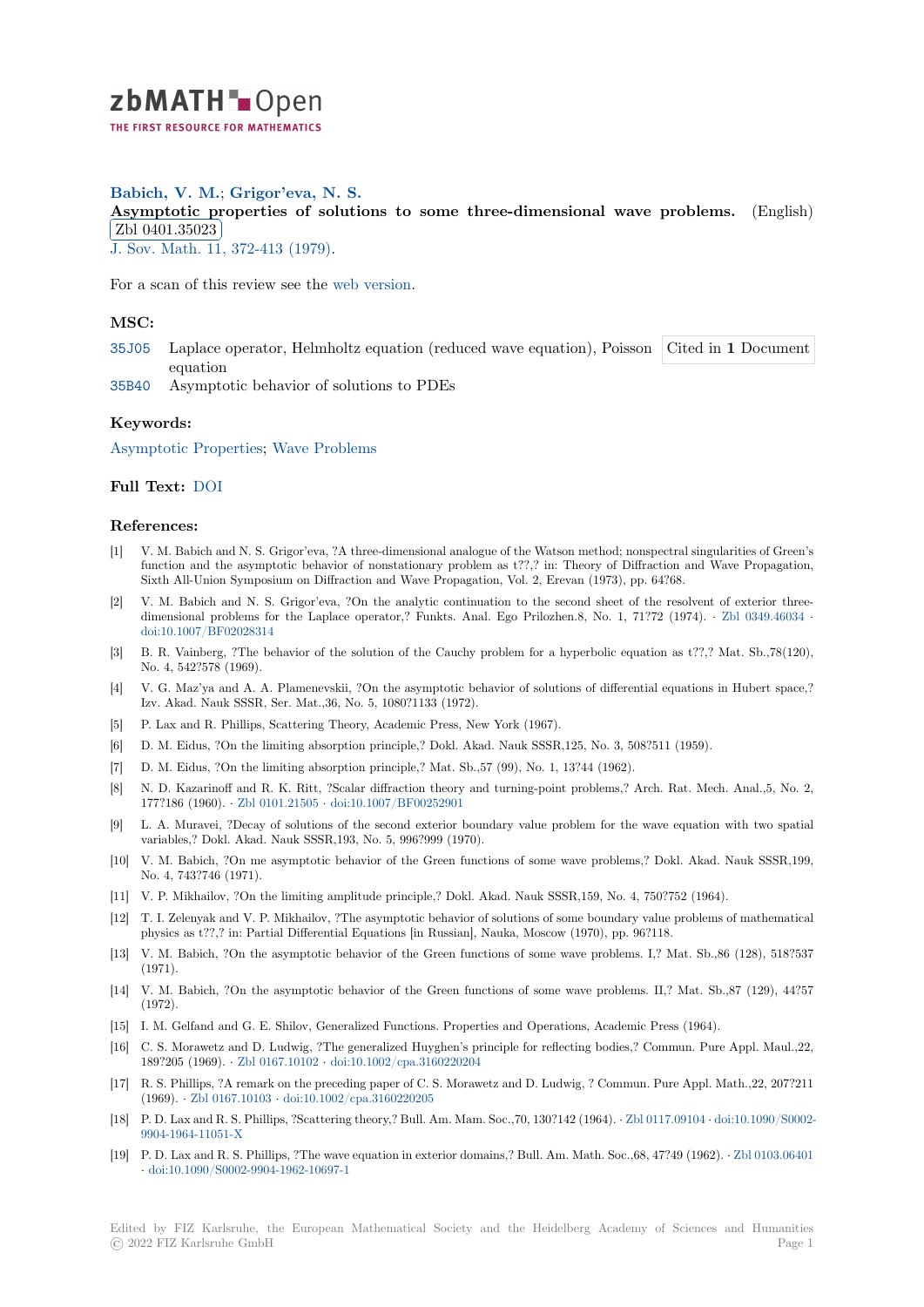# zbMATH Open

THE FIRST RESOURCE FOR MATHEMATICS

**Babich, V. M.**; **Grigor'eva, N. S.**

**Asymptotic properties of solutions to some three-dimensional wave problems.** (English) Zbl 0401.35023

J. Sov. Math. 11, 372-413 (1979).

For a scan of this review see the web version.

## MSC:

35J05 Laplace operator, Helmholtz equation (reduced wave equation), Poisson equation

35B40 Asymptotic behavior of solutions to PDEs

Cited in **1** Document

## Keywords:

Asymptotic Properties; Wave Problems

## Full Text: DOI

## References:

[1] V. M. Babich and N. S. Grigor'eva, ?A three-dimensional analogue of the Watson method; nonspectral singularities of Green's function and the asymptotic behavior of nonstationary problem as t??,? in: Theory of Diffraction and Wave Propagation, Sixth All-Union Symposium on Diffraction and Wave Propagation, Vol. 2, Erevan (1973), pp. 64?68.

[2] V. M. Babich and N. S. Grigor'eva, ?On the analytic continuation to the second sheet of the resolvent of exterior three-dimensional problems for the Laplace operator,? Funkts. Anal. Ego Prilozhen.8, No. 1, 71?72 (1974). · Zbl 0349.46034 · doi:10.1007/BF02028314

[3] B. R. Vainberg, ?The behavior of the solution of the Cauchy problem for a hyperbolic equation as t??,? Mat. Sb.,78(120), No. 4, 542?578 (1969).

[4] V. G. Maz'ya and A. A. Plamenevskii, ?On the asymptotic behavior of solutions of differential equations in Hubert space,? Izv. Akad. Nauk SSSR, Ser. Mat.,36, No. 5, 1080?1133 (1972).

[5] P. Lax and R. Phillips, Scattering Theory, Academic Press, New York (1967).

[6] D. M. Eidus, ?On the limiting absorption principle,? Dokl. Akad. Nauk SSSR,125, No. 3, 508?511 (1959).

[7] D. M. Eidus, ?On the limiting absorption principle,? Mat. Sb.,57 (99), No. 1, 13?44 (1962).

[8] N. D. Kazarinoff and R. K. Ritt, ?Scalar diffraction theory and turning-point problems,? Arch. Rat. Mech. Anal.,5, No. 2, 177?186 (1960). · Zbl 0101.21505 · doi:10.1007/BF00252901

[9] L. A. Muravei, ?Decay of solutions of the second exterior boundary value problem for the wave equation with two spatial variables,? Dokl. Akad. Nauk SSSR,193, No. 5, 996?999 (1970).

[10] V. M. Babich, ?On me asymptotic behavior of the Green functions of some wave problems,? Dokl. Akad. Nauk SSSR,199, No. 4, 743?746 (1971).

[11] V. P. Mikhailov, ?On the limiting amplitude principle,? Dokl. Akad. Nauk SSSR,159, No. 4, 750?752 (1964).

[12] T. I. Zelenyak and V. P. Mikhailov, ?The asymptotic behavior of solutions of some boundary value problems of mathematical physics as t??,? in: Partial Differential Equations [in Russian], Nauka, Moscow (1970), pp. 96?118.

[13] V. M. Babich, ?On the asymptotic behavior of the Green functions of some wave problems. I,? Mat. Sb.,86 (128), 518?537 (1971).

[14] V. M. Babich, ?On the asymptotic behavior of the Green functions of some wave problems. II,? Mat. Sb.,87 (129), 44?57 (1972).

[15] I. M. Gelfand and G. E. Shilov, Generalized Functions. Properties and Operations, Academic Press (1964).

[16] C. S. Morawetz and D. Ludwig, ?The generalized Huyghen's principle for reflecting bodies,? Commun. Pure Appl. Maul.,22, 189?205 (1969). · Zbl 0167.10102 · doi:10.1002/cpa.3160220204

[17] R. S. Phillips, ?A remark on the preceding paper of C. S. Morawetz and D. Ludwig, ? Commun. Pure Appl. Math.,22, 207?211 (1969). · Zbl 0167.10103 · doi:10.1002/cpa.3160220205

[18] P. D. Lax and R. S. Phillips, ?Scattering theory,? Bull. Am. Mam. Soc.,70, 130?142 (1964). · Zbl 0117.09104 · doi:10.1090/S0002-9904-1964-11051-X

[19] P. D. Lax and R. S. Phillips, ?The wave equation in exterior domains,? Bull. Am. Math. Soc.,68, 47?49 (1962). · Zbl 0103.06401 · doi:10.1090/S0002-9904-1962-10697-1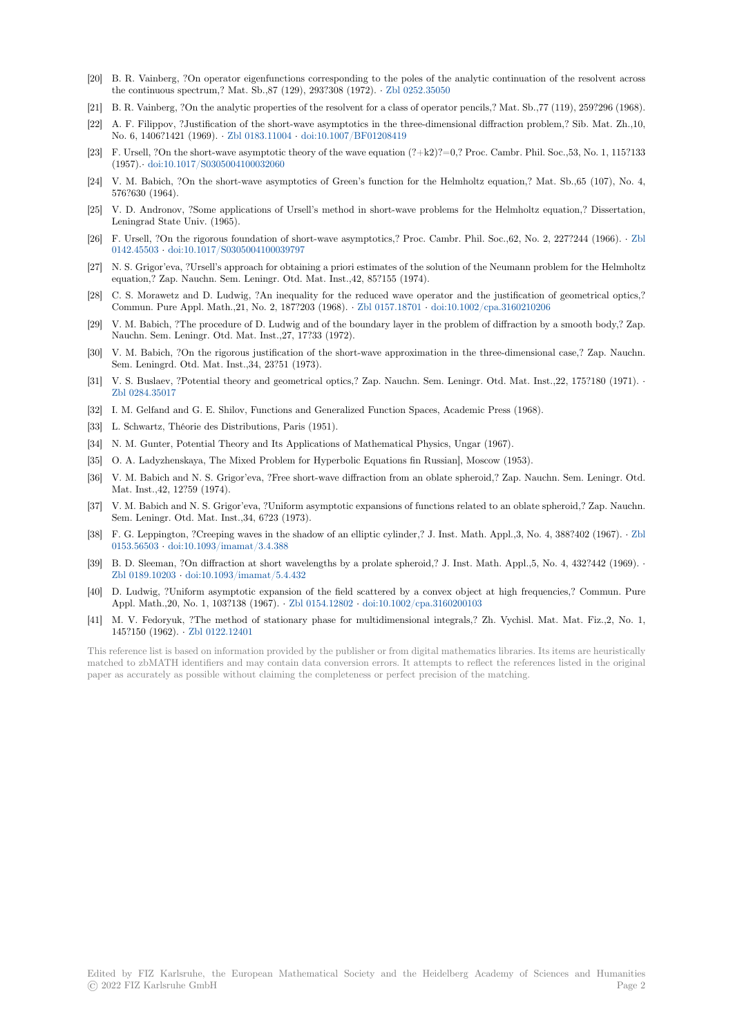[20] B. R. Vainberg, ?On operator eigenfunctions corresponding to the poles of the analytic continuation of the resolvent across the continuous spectrum,? Mat. Sb.,87 (129), 293?308 (1972). · Zbl 0252.35050

[21] B. R. Vainberg, ?On the analytic properties of the resolvent for a class of operator pencils,? Mat. Sb.,77 (119), 259?296 (1968).

[22] A. F. Filippov, ?Justification of the short-wave asymptotics in the three-dimensional diffraction problem,? Sib. Mat. Zh.,10, No. 6, 1406?1421 (1969). · Zbl 0183.11004 · doi:10.1007/BF01208419

[23] F. Ursell, ?On the short-wave asymptotic theory of the wave equation (?+k2)?=0,? Proc. Cambr. Phil. Soc.,53, No. 1, 115?133 (1957).· doi:10.1017/S0305004100032060

[24] V. M. Babich, ?On the short-wave asymptotics of Green's function for the Helmholtz equation,? Mat. Sb.,65 (107), No. 4, 576?630 (1964).

[25] V. D. Andronov, ?Some applications of Ursell's method in short-wave problems for the Helmholtz equation,? Dissertation, Leningrad State Univ. (1965).

[26] F. Ursell, ?On the rigorous foundation of short-wave asymptotics,? Proc. Cambr. Phil. Soc.,62, No. 2, 227?244 (1966). · Zbl 0142.45503 · doi:10.1017/S0305004100039797

[27] N. S. Grigor'eva, ?Ursell's approach for obtaining a priori estimates of the solution of the Neumann problem for the Helmholtz equation,? Zap. Nauchn. Sem. Leningr. Otd. Mat. Inst.,42, 85?155 (1974).

[28] C. S. Morawetz and D. Ludwig, ?An inequality for the reduced wave operator and the justification of geometrical optics,? Commun. Pure Appl. Math.,21, No. 2, 187?203 (1968). · Zbl 0157.18701 · doi:10.1002/cpa.3160210206

[29] V. M. Babich, ?The procedure of D. Ludwig and of the boundary layer in the problem of diffraction by a smooth body,? Zap. Nauchn. Sem. Leningr. Otd. Mat. Inst.,27, 17?33 (1972).

[30] V. M. Babich, ?On the rigorous justification of the short-wave approximation in the three-dimensional case,? Zap. Nauchn. Sem. Leningrd. Otd. Mat. Inst.,34, 23?51 (1973).

[31] V. S. Buslaev, ?Potential theory and geometrical optics,? Zap. Nauchn. Sem. Leningr. Otd. Mat. Inst.,22, 175?180 (1971). · Zbl 0284.35017

[32] I. M. Gelfand and G. E. Shilov, Functions and Generalized Function Spaces, Academic Press (1968).

[33] L. Schwartz, Théorie des Distributions, Paris (1951).

[34] N. M. Gunter, Potential Theory and Its Applications of Mathematical Physics, Ungar (1967).

[35] O. A. Ladyzhenskaya, The Mixed Problem for Hyperbolic Equations fin Russian], Moscow (1953).

[36] V. M. Babich and N. S. Grigor'eva, ?Free short-wave diffraction from an oblate spheroid,? Zap. Nauchn. Sem. Leningr. Otd. Mat. Inst.,42, 12?59 (1974).

[37] V. M. Babich and N. S. Grigor'eva, ?Uniform asymptotic expansions of functions related to an oblate spheroid,? Zap. Nauchn. Sem. Leningr. Otd. Mat. Inst.,34, 6?23 (1973).

[38] F. G. Leppington, ?Creeping waves in the shadow of an elliptic cylinder,? J. Inst. Math. Appl.,3, No. 4, 388?402 (1967). · Zbl 0153.56503 · doi:10.1093/imamat/3.4.388

[39] B. D. Sleeman, ?On diffraction at short wavelengths by a prolate spheroid,? J. Inst. Math. Appl.,5, No. 4, 432?442 (1969). · Zbl 0189.10203 · doi:10.1093/imamat/5.4.432

[40] D. Ludwig, ?Uniform asymptotic expansion of the field scattered by a convex object at high frequencies,? Commun. Pure Appl. Math.,20, No. 1, 103?138 (1967). · Zbl 0154.12802 · doi:10.1002/cpa.3160200103

[41] M. V. Fedoryuk, ?The method of stationary phase for multidimensional integrals,? Zh. Vychisl. Mat. Mat. Fiz.,2, No. 1, 145?150 (1962). · Zbl 0122.12401

This reference list is based on information provided by the publisher or from digital mathematics libraries. Its items are heuristically matched to zbMATH identifiers and may contain data conversion errors. It attempts to reflect the references listed in the original paper as accurately as possible without claiming the completeness or perfect precision of the matching.